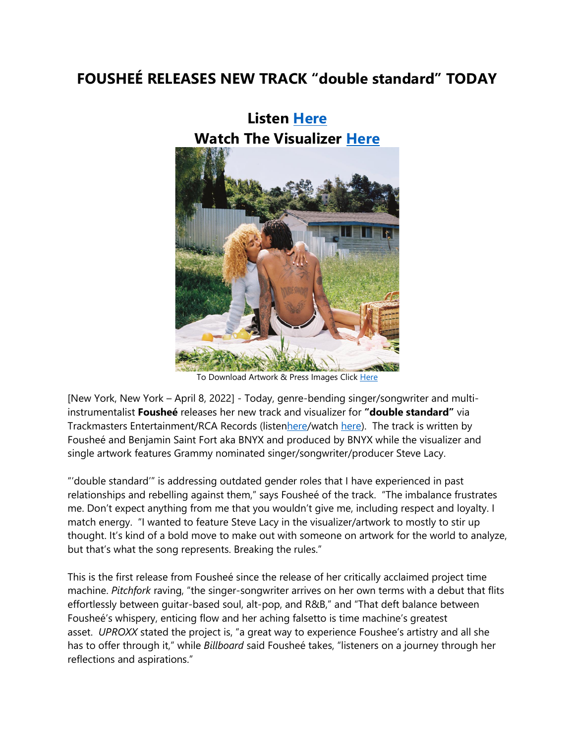# FOUSHEÉ RELEASES NEW TRACK "double standard" TODAY

## Listen Here
## Watch The Visualizer Here

To Download Artwork & Press Images Click Here

[New York, New York – April 8, 2022] - Today, genre-bending singer/songwriter and multi-instrumentalist **Fousheé** releases her new track and visualizer for **"double standard"** via Trackmasters Entertainment/RCA Records (listenhere/watch here). The track is written by Fousheé and Benjamin Saint Fort aka BNYX and produced by BNYX while the visualizer and single artwork features Grammy nominated singer/songwriter/producer Steve Lacy.

"'double standard'" is addressing outdated gender roles that I have experienced in past relationships and rebelling against them," says Fousheé of the track. "The imbalance frustrates me. Don't expect anything from me that you wouldn't give me, including respect and loyalty. I match energy. "I wanted to feature Steve Lacy in the visualizer/artwork to mostly to stir up thought. It's kind of a bold move to make out with someone on artwork for the world to analyze, but that's what the song represents. Breaking the rules."

This is the first release from Fousheé since the release of her critically acclaimed project time machine. *Pitchfork* raving, "the singer-songwriter arrives on her own terms with a debut that flits effortlessly between guitar-based soul, alt-pop, and R&B," and "That deft balance between Fousheé's whispery, enticing flow and her aching falsetto is time machine's greatest asset. *UPROXX* stated the project is, "a great way to experience Foushee's artistry and all she has to offer through it," while *Billboard* said Fousheé takes, "listeners on a journey through her reflections and aspirations."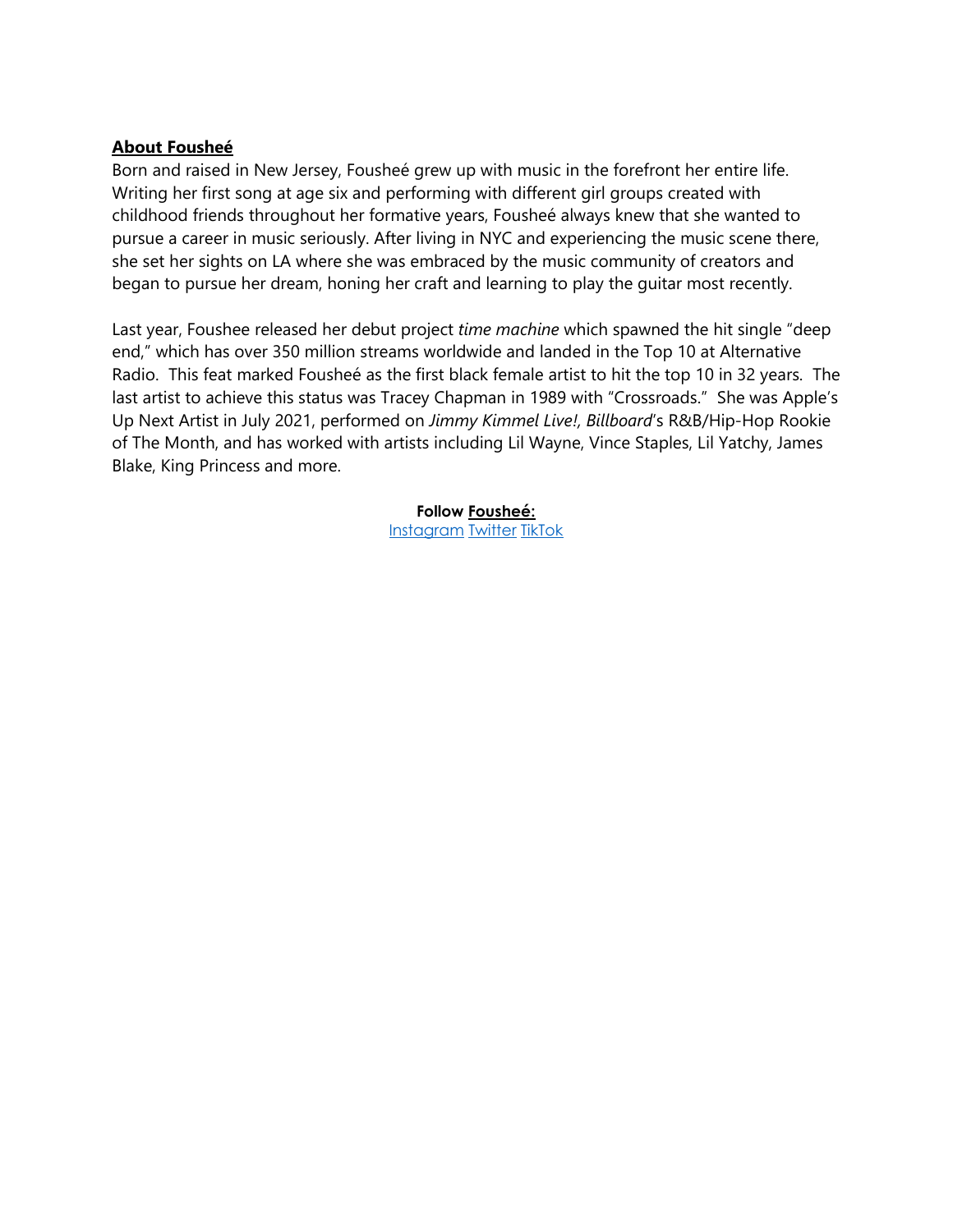## **About Fousheé**

Born and raised in New Jersey, Fousheé grew up with music in the forefront her entire life. Writing her first song at age six and performing with different girl groups created with childhood friends throughout her formative years, Fousheé always knew that she wanted to pursue a career in music seriously. After living in NYC and experiencing the music scene there, she set her sights on LA where she was embraced by the music community of creators and began to pursue her dream, honing her craft and learning to play the guitar most recently.

Last year, Foushee released her debut project *time machine* which spawned the hit single "deep end," which has over 350 million streams worldwide and landed in the Top 10 at Alternative Radio. This feat marked Fousheé as the first black female artist to hit the top 10 in 32 years. The last artist to achieve this status was Tracey Chapman in 1989 with "Crossroads." She was Apple's Up Next Artist in July 2021, performed on *Jimmy Kimmel Live!, Billboard*'s R&B/Hip-Hop Rookie of The Month, and has worked with artists including Lil Wayne, Vince Staples, Lil Yatchy, James Blake, King Princess and more.

**Follow Fousheé:**
Instagram Twitter TikTok